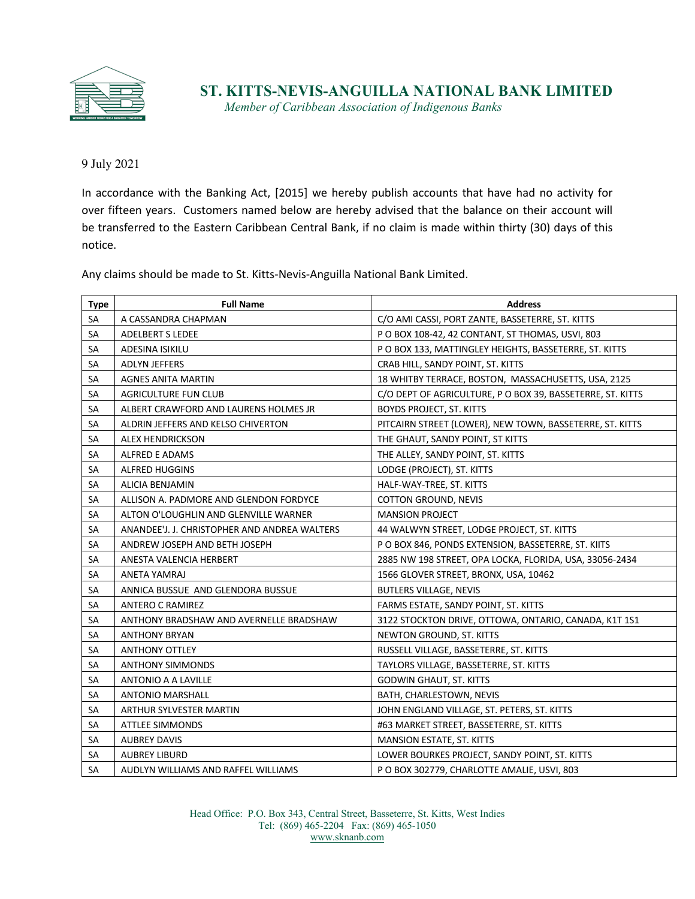# ST. KITTS-NEVIS-ANGUILLA NATIONAL BANK LIMITED

*Member of Caribbean Association of Indigenous Banks*

9 July 2021

In accordance with the Banking Act, [2015] we hereby publish accounts that have had no activity for over fifteen years. Customers named below are hereby advised that the balance on their account will be transferred to the Eastern Caribbean Central Bank, if no claim is made within thirty (30) days of this notice.

Any claims should be made to St. Kitts-Nevis-Anguilla National Bank Limited.

| Type | Full Name | Address |
|---|---|---|
| SA | A CASSANDRA CHAPMAN | C/O AMI CASSI, PORT ZANTE, BASSETERRE, ST. KITTS |
| SA | ADELBERT S LEDEE | P O BOX 108-42, 42 CONTANT, ST THOMAS, USVI, 803 |
| SA | ADESINA ISIKILU | P O BOX 133, MATTINGLEY HEIGHTS, BASSETERRE, ST. KITTS |
| SA | ADLYN JEFFERS | CRAB HILL, SANDY POINT, ST. KITTS |
| SA | AGNES ANITA MARTIN | 18 WHITBY TERRACE, BOSTON, MASSACHUSETTS, USA, 2125 |
| SA | AGRICULTURE FUN CLUB | C/O DEPT OF AGRICULTURE, P O BOX 39, BASSETERRE, ST. KITTS |
| SA | ALBERT CRAWFORD AND LAURENS HOLMES JR | BOYDS PROJECT, ST. KITTS |
| SA | ALDRIN JEFFERS AND KELSO CHIVERTON | PITCAIRN STREET (LOWER), NEW TOWN, BASSETERRE, ST. KITTS |
| SA | ALEX HENDRICKSON | THE GHAUT, SANDY POINT, ST KITTS |
| SA | ALFRED E ADAMS | THE ALLEY, SANDY POINT, ST. KITTS |
| SA | ALFRED HUGGINS | LODGE (PROJECT), ST. KITTS |
| SA | ALICIA BENJAMIN | HALF-WAY-TREE, ST. KITTS |
| SA | ALLISON A. PADMORE AND GLENDON FORDYCE | COTTON GROUND, NEVIS |
| SA | ALTON O'LOUGHLIN AND GLENVILLE WARNER | MANSION PROJECT |
| SA | ANANDEE'J. J. CHRISTOPHER AND ANDREA WALTERS | 44 WALWYN STREET, LODGE PROJECT, ST. KITTS |
| SA | ANDREW JOSEPH AND BETH JOSEPH | P O BOX 846, PONDS EXTENSION, BASSETERRE, ST. KIITS |
| SA | ANESTA VALENCIA HERBERT | 2885 NW 198 STREET, OPA LOCKA, FLORIDA, USA, 33056-2434 |
| SA | ANETA YAMRAJ | 1566 GLOVER STREET, BRONX, USA, 10462 |
| SA | ANNICA BUSSUE AND GLENDORA BUSSUE | BUTLERS VILLAGE, NEVIS |
| SA | ANTERO C RAMIREZ | FARMS ESTATE, SANDY POINT, ST. KITTS |
| SA | ANTHONY BRADSHAW AND AVERNELLE BRADSHAW | 3122 STOCKTON DRIVE, OTTOWA, ONTARIO, CANADA, K1T 1S1 |
| SA | ANTHONY BRYAN | NEWTON GROUND, ST. KITTS |
| SA | ANTHONY OTTLEY | RUSSELL VILLAGE, BASSETERRE, ST. KITTS |
| SA | ANTHONY SIMMONDS | TAYLORS VILLAGE, BASSETERRE, ST. KITTS |
| SA | ANTONIO A A LAVILLE | GODWIN GHAUT, ST. KITTS |
| SA | ANTONIO MARSHALL | BATH, CHARLESTOWN, NEVIS |
| SA | ARTHUR SYLVESTER MARTIN | JOHN ENGLAND VILLAGE, ST. PETERS, ST. KITTS |
| SA | ATTLEE SIMMONDS | #63 MARKET STREET, BASSETERRE, ST. KITTS |
| SA | AUBREY DAVIS | MANSION ESTATE, ST. KITTS |
| SA | AUBREY LIBURD | LOWER BOURKES PROJECT, SANDY POINT, ST. KITTS |
| SA | AUDLYN WILLIAMS AND RAFFEL WILLIAMS | P O BOX 302779, CHARLOTTE AMALIE, USVI, 803 |

Head Office: P.O. Box 343, Central Street, Basseterre, St. Kitts, West Indies
Tel: (869) 465-2204 Fax: (869) 465-1050
www.sknanb.com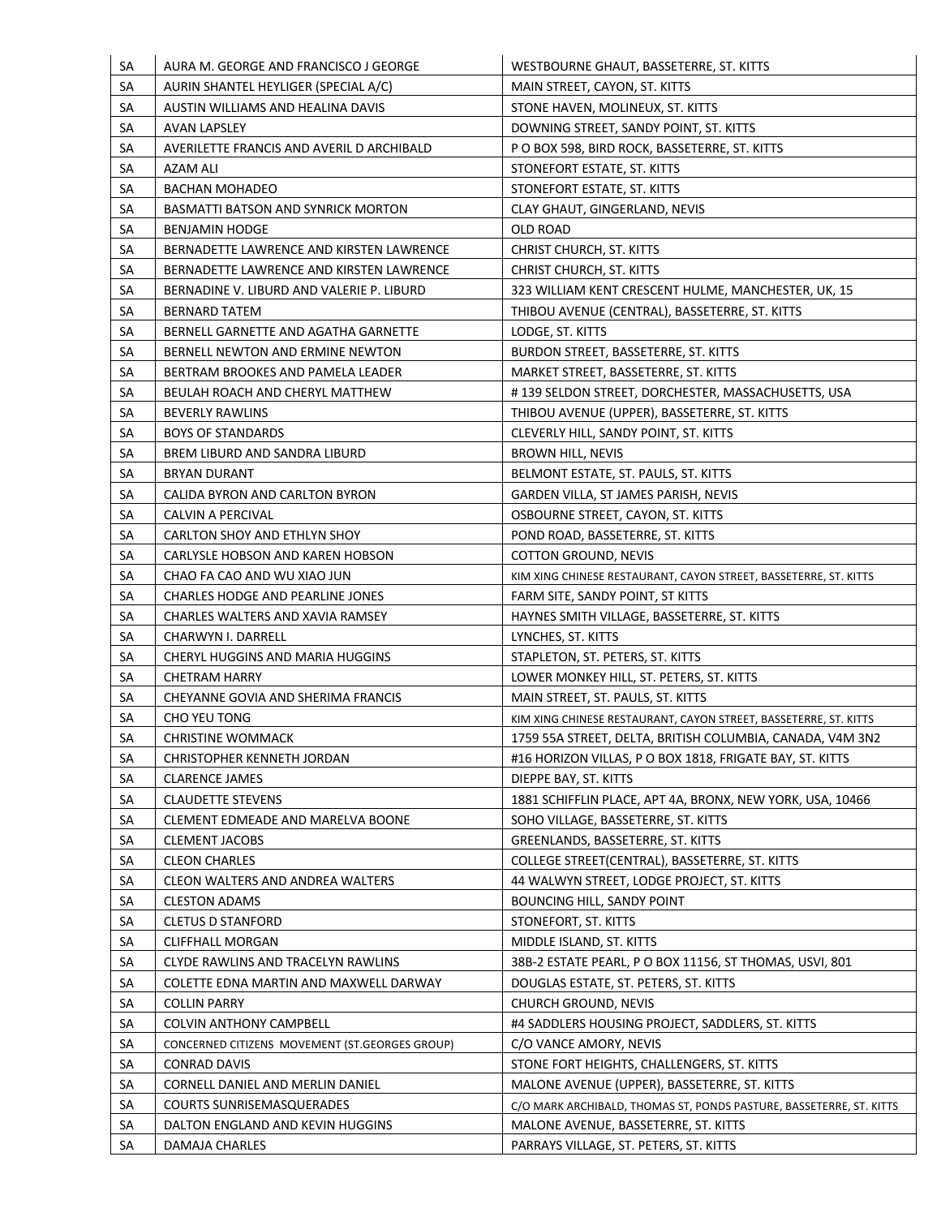| SA | AURA M. GEORGE AND FRANCISCO J GEORGE | WESTBOURNE GHAUT, BASSETERRE, ST. KITTS |
|---|---|---|
| SA | AURIN SHANTEL HEYLIGER (SPECIAL A/C) | MAIN STREET, CAYON, ST. KITTS |
| SA | AUSTIN WILLIAMS AND HEALINA DAVIS | STONE HAVEN, MOLINEUX, ST. KITTS |
| SA | AVAN LAPSLEY | DOWNING STREET, SANDY POINT, ST. KITTS |
| SA | AVERILETTE FRANCIS AND AVERIL D ARCHIBALD | P O BOX 598, BIRD ROCK, BASSETERRE, ST. KITTS |
| SA | AZAM ALI | STONEFORT ESTATE, ST. KITTS |
| SA | BACHAN MOHADEO | STONEFORT ESTATE, ST. KITTS |
| SA | BASMATTI BATSON AND SYNRICK MORTON | CLAY GHAUT, GINGERLAND, NEVIS |
| SA | BENJAMIN HODGE | OLD ROAD |
| SA | BERNADETTE LAWRENCE AND KIRSTEN LAWRENCE | CHRIST CHURCH, ST. KITTS |
| SA | BERNADETTE LAWRENCE AND KIRSTEN LAWRENCE | CHRIST CHURCH, ST. KITTS |
| SA | BERNADINE V. LIBURD AND VALERIE P. LIBURD | 323 WILLIAM KENT CRESCENT HULME, MANCHESTER, UK, 15 |
| SA | BERNARD TATEM | THIBOU AVENUE (CENTRAL), BASSETERRE, ST. KITTS |
| SA | BERNELL GARNETTE AND AGATHA GARNETTE | LODGE, ST. KITTS |
| SA | BERNELL NEWTON AND ERMINE NEWTON | BURDON STREET, BASSETERRE, ST. KITTS |
| SA | BERTRAM BROOKES AND PAMELA LEADER | MARKET STREET, BASSETERRE, ST. KITTS |
| SA | BEULAH ROACH AND CHERYL MATTHEW | # 139 SELDON STREET, DORCHESTER, MASSACHUSETTS, USA |
| SA | BEVERLY RAWLINS | THIBOU AVENUE (UPPER), BASSETERRE, ST. KITTS |
| SA | BOYS OF STANDARDS | CLEVERLY HILL, SANDY POINT, ST. KITTS |
| SA | BREM LIBURD AND SANDRA LIBURD | BROWN HILL, NEVIS |
| SA | BRYAN DURANT | BELMONT ESTATE, ST. PAULS, ST. KITTS |
| SA | CALIDA BYRON AND CARLTON BYRON | GARDEN VILLA, ST JAMES PARISH, NEVIS |
| SA | CALVIN A PERCIVAL | OSBOURNE STREET, CAYON, ST. KITTS |
| SA | CARLTON SHOY AND ETHLYN SHOY | POND ROAD, BASSETERRE, ST. KITTS |
| SA | CARLYSLE HOBSON AND KAREN HOBSON | COTTON GROUND, NEVIS |
| SA | CHAO FA CAO AND WU XIAO JUN | KIM XING CHINESE RESTAURANT, CAYON STREET, BASSETERRE, ST. KITTS |
| SA | CHARLES HODGE AND PEARLINE JONES | FARM SITE, SANDY POINT, ST KITTS |
| SA | CHARLES WALTERS AND XAVIA RAMSEY | HAYNES SMITH VILLAGE, BASSETERRE, ST. KITTS |
| SA | CHARWYN I. DARRELL | LYNCHES, ST. KITTS |
| SA | CHERYL HUGGINS AND MARIA HUGGINS | STAPLETON, ST. PETERS, ST. KITTS |
| SA | CHETRAM HARRY | LOWER MONKEY HILL, ST. PETERS, ST. KITTS |
| SA | CHEYANNE GOVIA AND SHERIMA FRANCIS | MAIN STREET, ST. PAULS, ST. KITTS |
| SA | CHO YEU TONG | KIM XING CHINESE RESTAURANT, CAYON STREET, BASSETERRE, ST. KITTS |
| SA | CHRISTINE WOMMACK | 1759 55A STREET, DELTA, BRITISH COLUMBIA, CANADA, V4M 3N2 |
| SA | CHRISTOPHER KENNETH JORDAN | #16 HORIZON VILLAS, P O BOX 1818, FRIGATE BAY, ST. KITTS |
| SA | CLARENCE JAMES | DIEPPE BAY, ST. KITTS |
| SA | CLAUDETTE STEVENS | 1881 SCHIFFLIN PLACE, APT 4A, BRONX, NEW YORK, USA, 10466 |
| SA | CLEMENT EDMEADE AND MARELVA BOONE | SOHO VILLAGE, BASSETERRE, ST. KITTS |
| SA | CLEMENT JACOBS | GREENLANDS, BASSETERRE, ST. KITTS |
| SA | CLEON CHARLES | COLLEGE STREET(CENTRAL), BASSETERRE, ST. KITTS |
| SA | CLEON WALTERS AND ANDREA WALTERS | 44 WALWYN STREET, LODGE PROJECT, ST. KITTS |
| SA | CLESTON ADAMS | BOUNCING HILL, SANDY POINT |
| SA | CLETUS D STANFORD | STONEFORT, ST. KITTS |
| SA | CLIFFHALL MORGAN | MIDDLE ISLAND, ST. KITTS |
| SA | CLYDE RAWLINS AND TRACELYN RAWLINS | 38B-2 ESTATE PEARL, P O BOX 11156, ST THOMAS, USVI, 801 |
| SA | COLETTE EDNA MARTIN AND MAXWELL DARWAY | DOUGLAS ESTATE, ST. PETERS, ST. KITTS |
| SA | COLLIN PARRY | CHURCH GROUND, NEVIS |
| SA | COLVIN ANTHONY CAMPBELL | #4 SADDLERS HOUSING PROJECT, SADDLERS, ST. KITTS |
| SA | CONCERNED CITIZENS MOVEMENT (ST.GEORGES GROUP) | C/O VANCE AMORY, NEVIS |
| SA | CONRAD DAVIS | STONE FORT HEIGHTS, CHALLENGERS, ST. KITTS |
| SA | CORNELL DANIEL AND MERLIN DANIEL | MALONE AVENUE (UPPER), BASSETERRE, ST. KITTS |
| SA | COURTS SUNRISEMASQUERADES | C/O MARK ARCHIBALD, THOMAS ST, PONDS PASTURE, BASSETERRE, ST. KITTS |
| SA | DALTON ENGLAND AND KEVIN HUGGINS | MALONE AVENUE, BASSETERRE, ST. KITTS |
| SA | DAMAJA CHARLES | PARRAYS VILLAGE, ST. PETERS, ST. KITTS |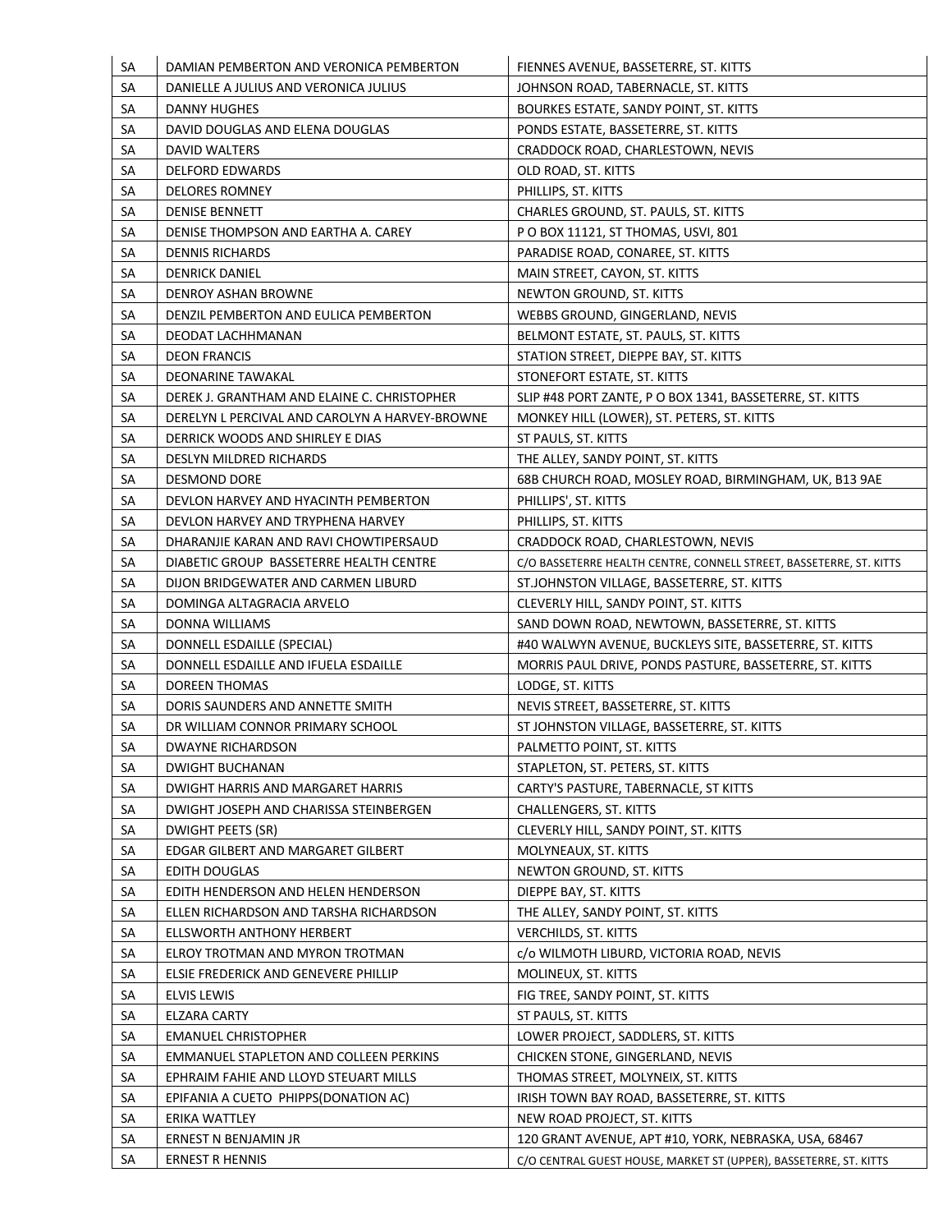| SA | DAMIAN PEMBERTON AND VERONICA PEMBERTON | FIENNES AVENUE, BASSETERRE, ST. KITTS |
|---|---|---|
| SA | DANIELLE A JULIUS AND VERONICA JULIUS | JOHNSON ROAD, TABERNACLE, ST. KITTS |
| SA | DANNY HUGHES | BOURKES ESTATE, SANDY POINT, ST. KITTS |
| SA | DAVID DOUGLAS AND ELENA DOUGLAS | PONDS ESTATE, BASSETERRE, ST. KITTS |
| SA | DAVID WALTERS | CRADDOCK ROAD, CHARLESTOWN, NEVIS |
| SA | DELFORD EDWARDS | OLD ROAD, ST. KITTS |
| SA | DELORES ROMNEY | PHILLIPS, ST. KITTS |
| SA | DENISE BENNETT | CHARLES GROUND, ST. PAULS, ST. KITTS |
| SA | DENISE THOMPSON AND EARTHA A. CAREY | P O BOX 11121, ST THOMAS, USVI, 801 |
| SA | DENNIS RICHARDS | PARADISE ROAD, CONAREE, ST. KITTS |
| SA | DENRICK DANIEL | MAIN STREET, CAYON, ST. KITTS |
| SA | DENROY ASHAN BROWNE | NEWTON GROUND, ST. KITTS |
| SA | DENZIL PEMBERTON AND EULICA PEMBERTON | WEBBS GROUND, GINGERLAND, NEVIS |
| SA | DEODAT LACHHMANAN | BELMONT ESTATE, ST. PAULS, ST. KITTS |
| SA | DEON FRANCIS | STATION STREET, DIEPPE BAY, ST. KITTS |
| SA | DEONARINE TAWAKAL | STONEFORT ESTATE, ST. KITTS |
| SA | DEREK J. GRANTHAM AND ELAINE C. CHRISTOPHER | SLIP #48 PORT ZANTE, P O BOX 1341, BASSETERRE, ST. KITTS |
| SA | DERELYN L PERCIVAL AND CAROLYN A HARVEY-BROWNE | MONKEY HILL (LOWER), ST. PETERS, ST. KITTS |
| SA | DERRICK WOODS AND SHIRLEY E DIAS | ST PAULS, ST. KITTS |
| SA | DESLYN MILDRED RICHARDS | THE ALLEY, SANDY POINT, ST. KITTS |
| SA | DESMOND DORE | 68B CHURCH ROAD, MOSLEY ROAD, BIRMINGHAM, UK, B13 9AE |
| SA | DEVLON HARVEY AND HYACINTH PEMBERTON | PHILLIPS', ST. KITTS |
| SA | DEVLON HARVEY AND TRYPHENA HARVEY | PHILLIPS, ST. KITTS |
| SA | DHARANJIE KARAN AND RAVI CHOWTIPERSAUD | CRADDOCK ROAD, CHARLESTOWN, NEVIS |
| SA | DIABETIC GROUP BASSETERRE HEALTH CENTRE | C/O BASSETERRE HEALTH CENTRE, CONNELL STREET, BASSETERRE, ST. KITTS |
| SA | DIJON BRIDGEWATER AND CARMEN LIBURD | ST.JOHNSTON VILLAGE, BASSETERRE, ST. KITTS |
| SA | DOMINGA ALTAGRACIA ARVELO | CLEVERLY HILL, SANDY POINT, ST. KITTS |
| SA | DONNA WILLIAMS | SAND DOWN ROAD, NEWTOWN, BASSETERRE, ST. KITTS |
| SA | DONNELL ESDAILLE (SPECIAL) | #40 WALWYN AVENUE, BUCKLEYS SITE, BASSETERRE, ST. KITTS |
| SA | DONNELL ESDAILLE AND IFUELA ESDAILLE | MORRIS PAUL DRIVE, PONDS PASTURE, BASSETERRE, ST. KITTS |
| SA | DOREEN THOMAS | LODGE, ST. KITTS |
| SA | DORIS SAUNDERS AND ANNETTE SMITH | NEVIS STREET, BASSETERRE, ST. KITTS |
| SA | DR WILLIAM CONNOR PRIMARY SCHOOL | ST JOHNSTON VILLAGE, BASSETERRE, ST. KITTS |
| SA | DWAYNE RICHARDSON | PALMETTO POINT, ST. KITTS |
| SA | DWIGHT BUCHANAN | STAPLETON, ST. PETERS, ST. KITTS |
| SA | DWIGHT HARRIS AND MARGARET HARRIS | CARTY'S PASTURE, TABERNACLE, ST KITTS |
| SA | DWIGHT JOSEPH AND CHARISSA STEINBERGEN | CHALLENGERS, ST. KITTS |
| SA | DWIGHT PEETS (SR) | CLEVERLY HILL, SANDY POINT, ST. KITTS |
| SA | EDGAR GILBERT AND MARGARET GILBERT | MOLYNEAUX, ST. KITTS |
| SA | EDITH DOUGLAS | NEWTON GROUND, ST. KITTS |
| SA | EDITH HENDERSON AND HELEN HENDERSON | DIEPPE BAY, ST. KITTS |
| SA | ELLEN RICHARDSON AND TARSHA RICHARDSON | THE ALLEY, SANDY POINT, ST. KITTS |
| SA | ELLSWORTH ANTHONY HERBERT | VERCHILDS, ST. KITTS |
| SA | ELROY TROTMAN AND MYRON TROTMAN | c/o WILMOTH LIBURD, VICTORIA ROAD, NEVIS |
| SA | ELSIE FREDERICK AND GENEVERE PHILLIP | MOLINEUX, ST. KITTS |
| SA | ELVIS LEWIS | FIG TREE, SANDY POINT, ST. KITTS |
| SA | ELZARA CARTY | ST PAULS, ST. KITTS |
| SA | EMANUEL CHRISTOPHER | LOWER PROJECT, SADDLERS, ST. KITTS |
| SA | EMMANUEL STAPLETON AND COLLEEN PERKINS | CHICKEN STONE, GINGERLAND, NEVIS |
| SA | EPHRAIM FAHIE AND LLOYD STEUART MILLS | THOMAS STREET, MOLYNEIX, ST. KITTS |
| SA | EPIFANIA A CUETO PHIPPS(DONATION AC) | IRISH TOWN BAY ROAD, BASSETERRE, ST. KITTS |
| SA | ERIKA WATTLEY | NEW ROAD PROJECT, ST. KITTS |
| SA | ERNEST N BENJAMIN JR | 120 GRANT AVENUE, APT #10, YORK, NEBRASKA, USA, 68467 |
| SA | ERNEST R HENNIS | C/O CENTRAL GUEST HOUSE, MARKET ST (UPPER), BASSETERRE, ST. KITTS |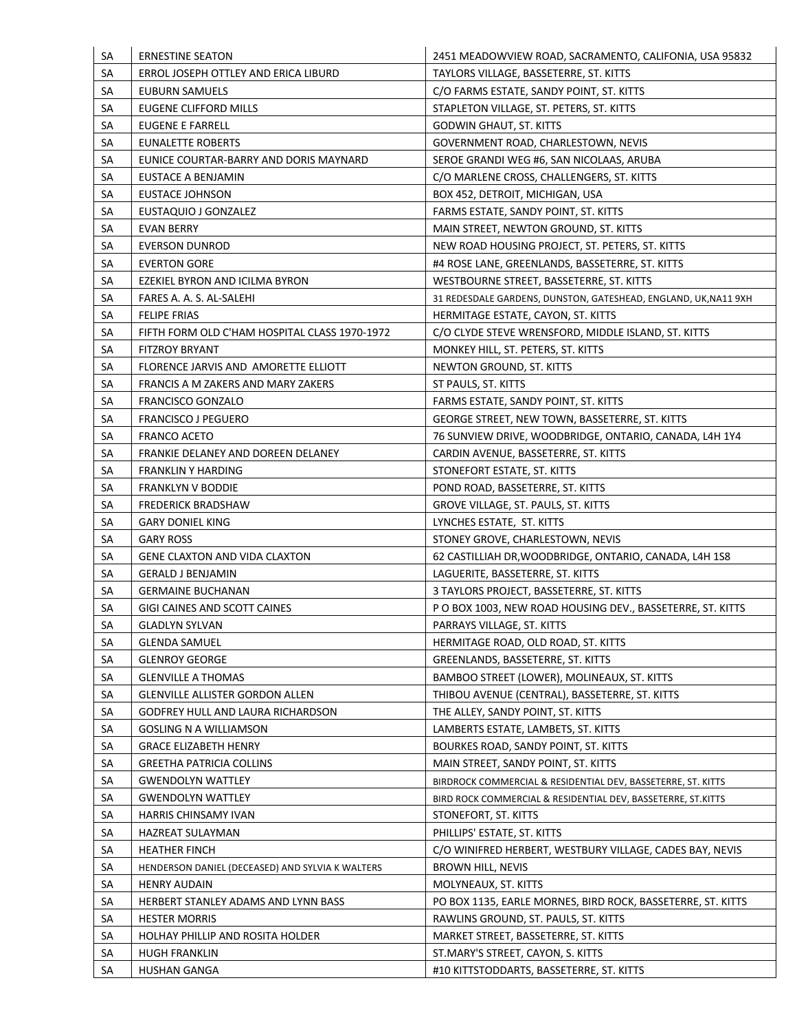| SA | ERNESTINE SEATON | 2451 MEADOWVIEW ROAD, SACRAMENTO, CALIFONIA, USA 95832 |
|---|---|---|
| SA | ERROL JOSEPH OTTLEY AND ERICA LIBURD | TAYLORS VILLAGE, BASSETERRE, ST. KITTS |
| SA | EUBURN SAMUELS | C/O FARMS ESTATE, SANDY POINT, ST. KITTS |
| SA | EUGENE CLIFFORD MILLS | STAPLETON VILLAGE, ST. PETERS, ST. KITTS |
| SA | EUGENE E FARRELL | GODWIN GHAUT, ST. KITTS |
| SA | EUNALETTE ROBERTS | GOVERNMENT ROAD, CHARLESTOWN, NEVIS |
| SA | EUNICE COURTAR-BARRY AND DORIS MAYNARD | SEROE GRANDI WEG #6, SAN NICOLAAS, ARUBA |
| SA | EUSTACE A BENJAMIN | C/O MARLENE CROSS, CHALLENGERS, ST. KITTS |
| SA | EUSTACE JOHNSON | BOX 452, DETROIT, MICHIGAN, USA |
| SA | EUSTAQUIO J GONZALEZ | FARMS ESTATE, SANDY POINT, ST. KITTS |
| SA | EVAN BERRY | MAIN STREET, NEWTON GROUND, ST. KITTS |
| SA | EVERSON DUNROD | NEW ROAD HOUSING PROJECT, ST. PETERS, ST. KITTS |
| SA | EVERTON GORE | #4 ROSE LANE, GREENLANDS, BASSETERRE, ST. KITTS |
| SA | EZEKIEL BYRON AND ICILMA BYRON | WESTBOURNE STREET, BASSETERRE, ST. KITTS |
| SA | FARES A. A. S. AL-SALEHI | 31 REDESDALE GARDENS, DUNSTON, GATESHEAD, ENGLAND, UK,NA11 9XH |
| SA | FELIPE FRIAS | HERMITAGE ESTATE, CAYON, ST. KITTS |
| SA | FIFTH FORM OLD C'HAM HOSPITAL CLASS 1970-1972 | C/O CLYDE STEVE WRENSFORD, MIDDLE ISLAND, ST. KITTS |
| SA | FITZROY BRYANT | MONKEY HILL, ST. PETERS, ST. KITTS |
| SA | FLORENCE JARVIS AND AMORETTE ELLIOTT | NEWTON GROUND, ST. KITTS |
| SA | FRANCIS A M ZAKERS AND MARY ZAKERS | ST PAULS, ST. KITTS |
| SA | FRANCISCO GONZALO | FARMS ESTATE, SANDY POINT, ST. KITTS |
| SA | FRANCISCO J PEGUERO | GEORGE STREET, NEW TOWN, BASSETERRE, ST. KITTS |
| SA | FRANCO ACETO | 76 SUNVIEW DRIVE, WOODBRIDGE, ONTARIO, CANADA, L4H 1Y4 |
| SA | FRANKIE DELANEY AND DOREEN DELANEY | CARDIN AVENUE, BASSETERRE, ST. KITTS |
| SA | FRANKLIN Y HARDING | STONEFORT ESTATE, ST. KITTS |
| SA | FRANKLYN V BODDIE | POND ROAD, BASSETERRE, ST. KITTS |
| SA | FREDERICK BRADSHAW | GROVE VILLAGE, ST. PAULS, ST. KITTS |
| SA | GARY DONIEL KING | LYNCHES ESTATE, ST. KITTS |
| SA | GARY ROSS | STONEY GROVE, CHARLESTOWN, NEVIS |
| SA | GENE CLAXTON AND VIDA CLAXTON | 62 CASTILLIAH DR,WOODBRIDGE, ONTARIO, CANADA, L4H 1S8 |
| SA | GERALD J BENJAMIN | LAGUERITE, BASSETERRE, ST. KITTS |
| SA | GERMAINE BUCHANAN | 3 TAYLORS PROJECT, BASSETERRE, ST. KITTS |
| SA | GIGI CAINES AND SCOTT CAINES | P O BOX 1003, NEW ROAD HOUSING DEV., BASSETERRE, ST. KITTS |
| SA | GLADLYN SYLVAN | PARRAYS VILLAGE, ST. KITTS |
| SA | GLENDA SAMUEL | HERMITAGE ROAD, OLD ROAD, ST. KITTS |
| SA | GLENROY GEORGE | GREENLANDS, BASSETERRE, ST. KITTS |
| SA | GLENVILLE A THOMAS | BAMBOO STREET (LOWER), MOLINEAUX, ST. KITTS |
| SA | GLENVILLE ALLISTER GORDON ALLEN | THIBOU AVENUE (CENTRAL), BASSETERRE, ST. KITTS |
| SA | GODFREY HULL AND LAURA RICHARDSON | THE ALLEY, SANDY POINT, ST. KITTS |
| SA | GOSLING N A WILLIAMSON | LAMBERTS ESTATE, LAMBETS, ST. KITTS |
| SA | GRACE ELIZABETH HENRY | BOURKES ROAD, SANDY POINT, ST. KITTS |
| SA | GREETHA PATRICIA COLLINS | MAIN STREET, SANDY POINT, ST. KITTS |
| SA | GWENDOLYN WATTLEY | BIRDROCK COMMERCIAL & RESIDENTIAL DEV, BASSETERRE, ST. KITTS |
| SA | GWENDOLYN WATTLEY | BIRD ROCK COMMERCIAL & RESIDENTIAL DEV, BASSETERRE, ST.KITTS |
| SA | HARRIS CHINSAMY IVAN | STONEFORT, ST. KITTS |
| SA | HAZREAT SULAYMAN | PHILLIPS' ESTATE, ST. KITTS |
| SA | HEATHER FINCH | C/O WINIFRED HERBERT, WESTBURY VILLAGE, CADES BAY, NEVIS |
| SA | HENDERSON DANIEL (DECEASED) AND SYLVIA K WALTERS | BROWN HILL, NEVIS |
| SA | HENRY AUDAIN | MOLYNEAUX, ST. KITTS |
| SA | HERBERT STANLEY ADAMS AND LYNN BASS | PO BOX 1135, EARLE MORNES, BIRD ROCK, BASSETERRE, ST. KITTS |
| SA | HESTER MORRIS | RAWLINS GROUND, ST. PAULS, ST. KITTS |
| SA | HOLHAY PHILLIP AND ROSITA HOLDER | MARKET STREET, BASSETERRE, ST. KITTS |
| SA | HUGH FRANKLIN | ST.MARY'S STREET, CAYON, S. KITTS |
| SA | HUSHAN GANGA | #10 KITTSTODDARTS, BASSETERRE, ST. KITTS |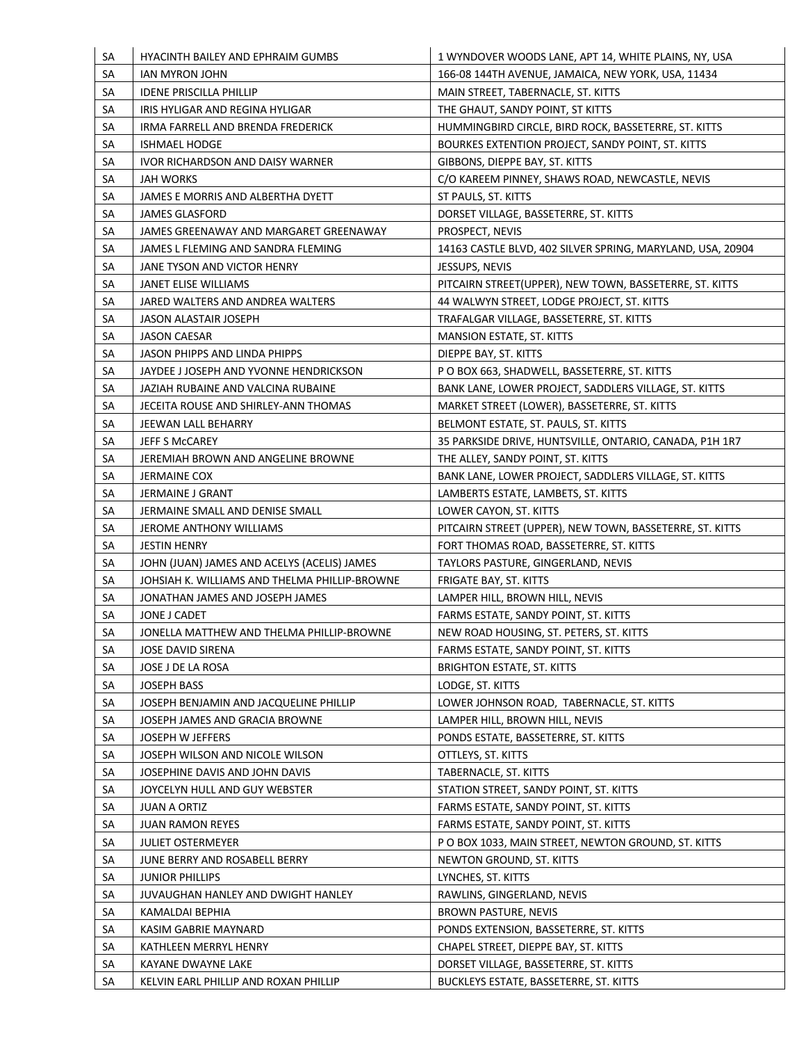| SA | HYACINTH BAILEY AND EPHRAIM GUMBS | 1 WYNDOVER WOODS LANE, APT 14, WHITE PLAINS, NY, USA |
|---|---|---|
| SA | IAN MYRON JOHN | 166-08 144TH AVENUE, JAMAICA, NEW YORK, USA, 11434 |
| SA | IDENE PRISCILLA PHILLIP | MAIN STREET, TABERNACLE, ST. KITTS |
| SA | IRIS HYLIGAR AND REGINA HYLIGAR | THE GHAUT, SANDY POINT, ST KITTS |
| SA | IRMA FARRELL AND BRENDA FREDERICK | HUMMINGBIRD CIRCLE, BIRD ROCK, BASSETERRE, ST. KITTS |
| SA | ISHMAEL HODGE | BOURKES EXTENTION PROJECT, SANDY POINT, ST. KITTS |
| SA | IVOR RICHARDSON AND DAISY WARNER | GIBBONS, DIEPPE BAY, ST. KITTS |
| SA | JAH WORKS | C/O KAREEM PINNEY, SHAWS ROAD, NEWCASTLE, NEVIS |
| SA | JAMES E MORRIS AND ALBERTHA DYETT | ST PAULS, ST. KITTS |
| SA | JAMES GLASFORD | DORSET VILLAGE, BASSETERRE, ST. KITTS |
| SA | JAMES GREENAWAY AND MARGARET GREENAWAY | PROSPECT, NEVIS |
| SA | JAMES L FLEMING AND SANDRA FLEMING | 14163 CASTLE BLVD, 402 SILVER SPRING, MARYLAND, USA, 20904 |
| SA | JANE TYSON AND VICTOR HENRY | JESSUPS, NEVIS |
| SA | JANET ELISE WILLIAMS | PITCAIRN STREET(UPPER), NEW TOWN, BASSETERRE, ST. KITTS |
| SA | JARED WALTERS AND ANDREA WALTERS | 44 WALWYN STREET, LODGE PROJECT, ST. KITTS |
| SA | JASON ALASTAIR JOSEPH | TRAFALGAR VILLAGE, BASSETERRE, ST. KITTS |
| SA | JASON CAESAR | MANSION ESTATE, ST. KITTS |
| SA | JASON PHIPPS AND LINDA PHIPPS | DIEPPE BAY, ST. KITTS |
| SA | JAYDEE J JOSEPH AND YVONNE HENDRICKSON | P O BOX 663, SHADWELL, BASSETERRE, ST. KITTS |
| SA | JAZIAH RUBAINE AND VALCINA RUBAINE | BANK LANE, LOWER PROJECT, SADDLERS VILLAGE, ST. KITTS |
| SA | JECEITA ROUSE AND SHIRLEY-ANN THOMAS | MARKET STREET (LOWER), BASSETERRE, ST. KITTS |
| SA | JEEWAN LALL BEHARRY | BELMONT ESTATE, ST. PAULS, ST. KITTS |
| SA | JEFF S McCAREY | 35 PARKSIDE DRIVE, HUNTSVILLE, ONTARIO, CANADA, P1H 1R7 |
| SA | JEREMIAH BROWN AND ANGELINE BROWNE | THE ALLEY, SANDY POINT, ST. KITTS |
| SA | JERMAINE COX | BANK LANE, LOWER PROJECT, SADDLERS VILLAGE, ST. KITTS |
| SA | JERMAINE J GRANT | LAMBERTS ESTATE, LAMBETS, ST. KITTS |
| SA | JERMAINE SMALL AND DENISE SMALL | LOWER CAYON, ST. KITTS |
| SA | JEROME ANTHONY WILLIAMS | PITCAIRN STREET (UPPER), NEW TOWN, BASSETERRE, ST. KITTS |
| SA | JESTIN HENRY | FORT THOMAS ROAD, BASSETERRE, ST. KITTS |
| SA | JOHN (JUAN) JAMES AND ACELYS (ACELIS) JAMES | TAYLORS PASTURE, GINGERLAND, NEVIS |
| SA | JOHSIAH K. WILLIAMS AND THELMA PHILLIP-BROWNE | FRIGATE BAY, ST. KITTS |
| SA | JONATHAN JAMES AND JOSEPH JAMES | LAMPER HILL, BROWN HILL, NEVIS |
| SA | JONE J CADET | FARMS ESTATE, SANDY POINT, ST. KITTS |
| SA | JONELLA MATTHEW AND THELMA PHILLIP-BROWNE | NEW ROAD HOUSING, ST. PETERS, ST. KITTS |
| SA | JOSE DAVID SIRENA | FARMS ESTATE, SANDY POINT, ST. KITTS |
| SA | JOSE J DE LA ROSA | BRIGHTON ESTATE, ST. KITTS |
| SA | JOSEPH BASS | LODGE, ST. KITTS |
| SA | JOSEPH BENJAMIN AND JACQUELINE PHILLIP | LOWER JOHNSON ROAD, TABERNACLE, ST. KITTS |
| SA | JOSEPH JAMES AND GRACIA BROWNE | LAMPER HILL, BROWN HILL, NEVIS |
| SA | JOSEPH W JEFFERS | PONDS ESTATE, BASSETERRE, ST. KITTS |
| SA | JOSEPH WILSON AND NICOLE WILSON | OTTLEYS, ST. KITTS |
| SA | JOSEPHINE DAVIS AND JOHN DAVIS | TABERNACLE, ST. KITTS |
| SA | JOYCELYN HULL AND GUY WEBSTER | STATION STREET, SANDY POINT, ST. KITTS |
| SA | JUAN A ORTIZ | FARMS ESTATE, SANDY POINT, ST. KITTS |
| SA | JUAN RAMON REYES | FARMS ESTATE, SANDY POINT, ST. KITTS |
| SA | JULIET OSTERMEYER | P O BOX 1033, MAIN STREET, NEWTON GROUND, ST. KITTS |
| SA | JUNE BERRY AND ROSABELL BERRY | NEWTON GROUND, ST. KITTS |
| SA | JUNIOR PHILLIPS | LYNCHES, ST. KITTS |
| SA | JUVAUGHAN HANLEY AND DWIGHT HANLEY | RAWLINS, GINGERLAND, NEVIS |
| SA | KAMALDAI BEPHIA | BROWN PASTURE, NEVIS |
| SA | KASIM GABRIE MAYNARD | PONDS EXTENSION, BASSETERRE, ST. KITTS |
| SA | KATHLEEN MERRYL HENRY | CHAPEL STREET, DIEPPE BAY, ST. KITTS |
| SA | KAYANE DWAYNE LAKE | DORSET VILLAGE, BASSETERRE, ST. KITTS |
| SA | KELVIN EARL PHILLIP AND ROXAN PHILLIP | BUCKLEYS ESTATE, BASSETERRE, ST. KITTS |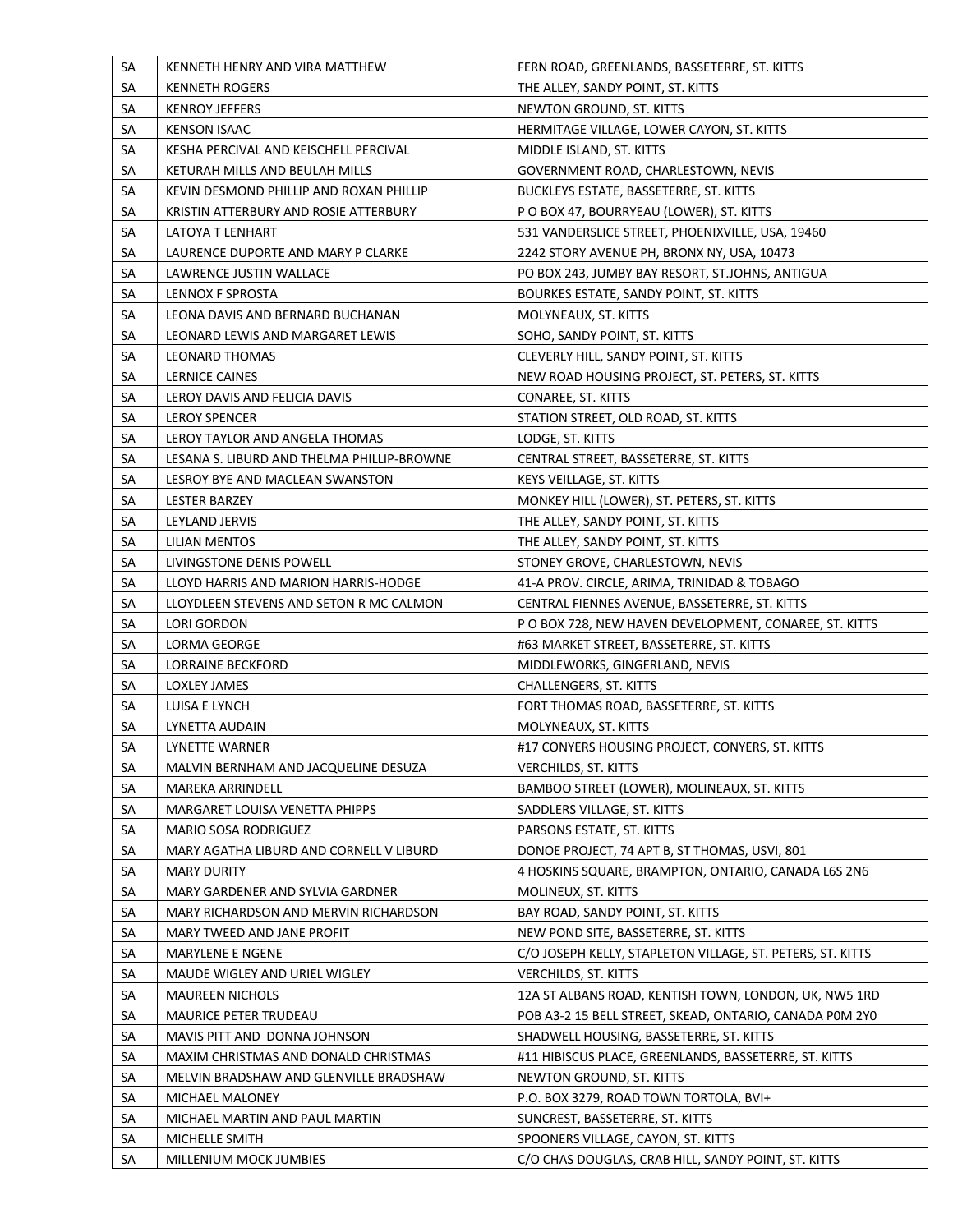| | | |
|---|---|---|
| SA | KENNETH HENRY AND VIRA MATTHEW | FERN ROAD, GREENLANDS, BASSETERRE, ST. KITTS |
| SA | KENNETH ROGERS | THE ALLEY, SANDY POINT, ST. KITTS |
| SA | KENROY JEFFERS | NEWTON GROUND, ST. KITTS |
| SA | KENSON ISAAC | HERMITAGE VILLAGE, LOWER CAYON, ST. KITTS |
| SA | KESHA PERCIVAL AND KEISCHELL PERCIVAL | MIDDLE ISLAND, ST. KITTS |
| SA | KETURAH MILLS AND BEULAH MILLS | GOVERNMENT ROAD, CHARLESTOWN, NEVIS |
| SA | KEVIN DESMOND PHILLIP AND ROXAN PHILLIP | BUCKLEYS ESTATE, BASSETERRE, ST. KITTS |
| SA | KRISTIN ATTERBURY AND ROSIE ATTERBURY | P O BOX 47, BOURRYEAU (LOWER), ST. KITTS |
| SA | LATOYA T LENHART | 531 VANDERSLICE STREET, PHOENIXVILLE, USA, 19460 |
| SA | LAURENCE DUPORTE AND MARY P CLARKE | 2242 STORY AVENUE PH, BRONX NY, USA, 10473 |
| SA | LAWRENCE JUSTIN WALLACE | PO BOX 243, JUMBY BAY RESORT, ST.JOHNS, ANTIGUA |
| SA | LENNOX F SPROSTA | BOURKES ESTATE, SANDY POINT, ST. KITTS |
| SA | LEONA DAVIS AND BERNARD BUCHANAN | MOLYNEAUX, ST. KITTS |
| SA | LEONARD LEWIS AND MARGARET LEWIS | SOHO, SANDY POINT, ST. KITTS |
| SA | LEONARD THOMAS | CLEVERLY HILL, SANDY POINT, ST. KITTS |
| SA | LERNICE CAINES | NEW ROAD HOUSING PROJECT, ST. PETERS, ST. KITTS |
| SA | LEROY DAVIS AND FELICIA DAVIS | CONAREE, ST. KITTS |
| SA | LEROY SPENCER | STATION STREET, OLD ROAD, ST. KITTS |
| SA | LEROY TAYLOR AND ANGELA THOMAS | LODGE, ST. KITTS |
| SA | LESANA S. LIBURD AND THELMA PHILLIP-BROWNE | CENTRAL STREET, BASSETERRE, ST. KITTS |
| SA | LESROY BYE AND MACLEAN SWANSTON | KEYS VEILLAGE, ST. KITTS |
| SA | LESTER BARZEY | MONKEY HILL (LOWER), ST. PETERS, ST. KITTS |
| SA | LEYLAND JERVIS | THE ALLEY, SANDY POINT, ST. KITTS |
| SA | LILIAN MENTOS | THE ALLEY, SANDY POINT, ST. KITTS |
| SA | LIVINGSTONE DENIS POWELL | STONEY GROVE, CHARLESTOWN, NEVIS |
| SA | LLOYD HARRIS AND MARION HARRIS-HODGE | 41-A PROV. CIRCLE, ARIMA, TRINIDAD & TOBAGO |
| SA | LLOYDLEEN STEVENS AND SETON R MC CALMON | CENTRAL FIENNES AVENUE, BASSETERRE, ST. KITTS |
| SA | LORI GORDON | P O BOX 728, NEW HAVEN DEVELOPMENT, CONAREE, ST. KITTS |
| SA | LORMA GEORGE | #63 MARKET STREET, BASSETERRE, ST. KITTS |
| SA | LORRAINE BECKFORD | MIDDLEWORKS, GINGERLAND, NEVIS |
| SA | LOXLEY JAMES | CHALLENGERS, ST. KITTS |
| SA | LUISA E LYNCH | FORT THOMAS ROAD, BASSETERRE, ST. KITTS |
| SA | LYNETTA AUDAIN | MOLYNEAUX, ST. KITTS |
| SA | LYNETTE WARNER | #17 CONYERS HOUSING PROJECT, CONYERS, ST. KITTS |
| SA | MALVIN BERNHAM AND JACQUELINE DESUZA | VERCHILDS, ST. KITTS |
| SA | MAREKA ARRINDELL | BAMBOO STREET (LOWER), MOLINEAUX, ST. KITTS |
| SA | MARGARET LOUISA VENETTA PHIPPS | SADDLERS VILLAGE, ST. KITTS |
| SA | MARIO SOSA RODRIGUEZ | PARSONS ESTATE, ST. KITTS |
| SA | MARY AGATHA LIBURD AND CORNELL V LIBURD | DONOE PROJECT, 74 APT B, ST THOMAS, USVI, 801 |
| SA | MARY DURITY | 4 HOSKINS SQUARE, BRAMPTON, ONTARIO, CANADA L6S 2N6 |
| SA | MARY GARDENER AND SYLVIA GARDNER | MOLINEUX, ST. KITTS |
| SA | MARY RICHARDSON AND MERVIN RICHARDSON | BAY ROAD, SANDY POINT, ST. KITTS |
| SA | MARY TWEED AND JANE PROFIT | NEW POND SITE, BASSETERRE, ST. KITTS |
| SA | MARYLENE E NGENE | C/O JOSEPH KELLY, STAPLETON VILLAGE, ST. PETERS, ST. KITTS |
| SA | MAUDE WIGLEY AND URIEL WIGLEY | VERCHILDS, ST. KITTS |
| SA | MAUREEN NICHOLS | 12A ST ALBANS ROAD, KENTISH TOWN, LONDON, UK, NW5 1RD |
| SA | MAURICE PETER TRUDEAU | POB A3-2 15 BELL STREET, SKEAD, ONTARIO, CANADA P0M 2Y0 |
| SA | MAVIS PITT AND DONNA JOHNSON | SHADWELL HOUSING, BASSETERRE, ST. KITTS |
| SA | MAXIM CHRISTMAS AND DONALD CHRISTMAS | #11 HIBISCUS PLACE, GREENLANDS, BASSETERRE, ST. KITTS |
| SA | MELVIN BRADSHAW AND GLENVILLE BRADSHAW | NEWTON GROUND, ST. KITTS |
| SA | MICHAEL MALONEY | P.O. BOX 3279, ROAD TOWN TORTOLA, BVI+ |
| SA | MICHAEL MARTIN AND PAUL MARTIN | SUNCREST, BASSETERRE, ST. KITTS |
| SA | MICHELLE SMITH | SPOONERS VILLAGE, CAYON, ST. KITTS |
| SA | MILLENIUM MOCK JUMBIES | C/O CHAS DOUGLAS, CRAB HILL, SANDY POINT, ST. KITTS |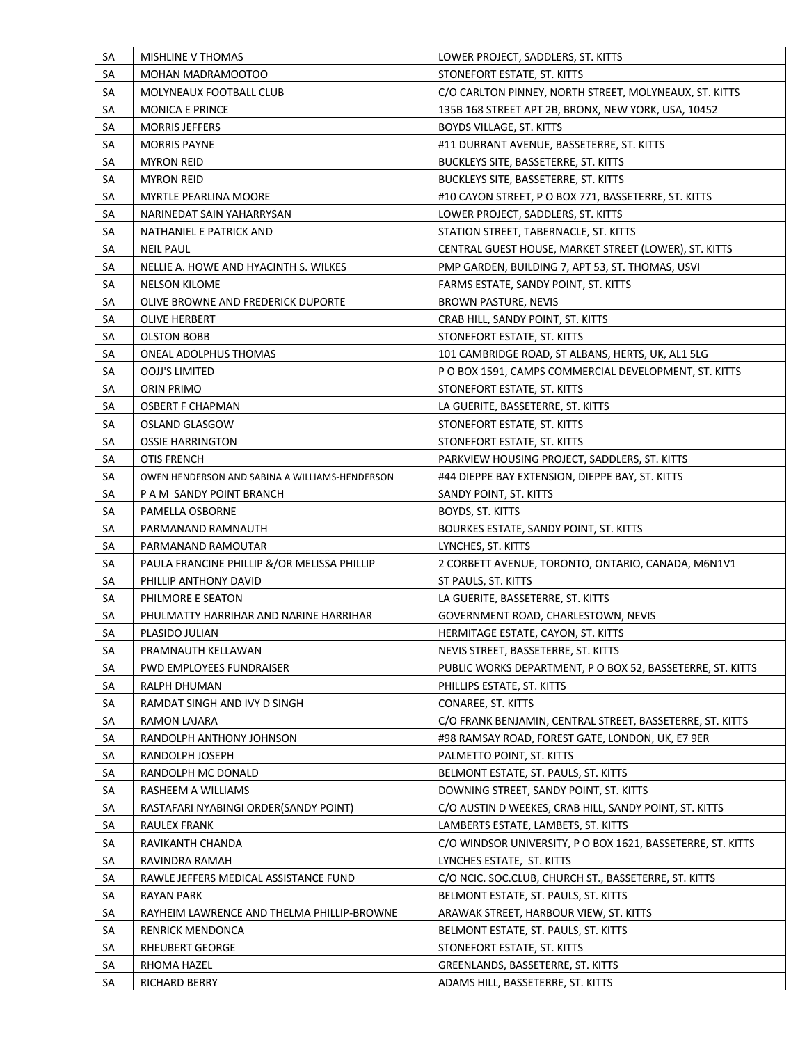| SA | MISHLINE V THOMAS | LOWER PROJECT, SADDLERS, ST. KITTS |
|---|---|---|
| SA | MOHAN MADRAMOOTOO | STONEFORT ESTATE, ST. KITTS |
| SA | MOLYNEAUX FOOTBALL CLUB | C/O CARLTON PINNEY, NORTH STREET, MOLYNEAUX, ST. KITTS |
| SA | MONICA E PRINCE | 135B 168 STREET APT 2B, BRONX, NEW YORK, USA, 10452 |
| SA | MORRIS JEFFERS | BOYDS VILLAGE, ST. KITTS |
| SA | MORRIS PAYNE | #11 DURRANT AVENUE, BASSETERRE, ST. KITTS |
| SA | MYRON REID | BUCKLEYS SITE, BASSETERRE, ST. KITTS |
| SA | MYRON REID | BUCKLEYS SITE, BASSETERRE, ST. KITTS |
| SA | MYRTLE PEARLINA MOORE | #10 CAYON STREET, P O BOX 771, BASSETERRE, ST. KITTS |
| SA | NARINEDAT SAIN YAHARRYSAN | LOWER PROJECT, SADDLERS, ST. KITTS |
| SA | NATHANIEL E PATRICK AND | STATION STREET, TABERNACLE, ST. KITTS |
| SA | NEIL PAUL | CENTRAL GUEST HOUSE, MARKET STREET (LOWER), ST. KITTS |
| SA | NELLIE A. HOWE AND HYACINTH S. WILKES | PMP GARDEN, BUILDING 7, APT 53, ST. THOMAS, USVI |
| SA | NELSON KILOME | FARMS ESTATE, SANDY POINT, ST. KITTS |
| SA | OLIVE BROWNE AND FREDERICK DUPORTE | BROWN PASTURE, NEVIS |
| SA | OLIVE HERBERT | CRAB HILL, SANDY POINT, ST. KITTS |
| SA | OLSTON BOBB | STONEFORT ESTATE, ST. KITTS |
| SA | ONEAL ADOLPHUS THOMAS | 101 CAMBRIDGE ROAD, ST ALBANS, HERTS, UK, AL1 5LG |
| SA | OOJJ'S LIMITED | P O BOX 1591, CAMPS COMMERCIAL DEVELOPMENT, ST. KITTS |
| SA | ORIN PRIMO | STONEFORT ESTATE, ST. KITTS |
| SA | OSBERT F CHAPMAN | LA GUERITE, BASSETERRE, ST. KITTS |
| SA | OSLAND GLASGOW | STONEFORT ESTATE, ST. KITTS |
| SA | OSSIE HARRINGTON | STONEFORT ESTATE, ST. KITTS |
| SA | OTIS FRENCH | PARKVIEW HOUSING PROJECT, SADDLERS, ST. KITTS |
| SA | OWEN HENDERSON AND SABINA A WILLIAMS-HENDERSON | #44 DIEPPE BAY EXTENSION, DIEPPE BAY, ST. KITTS |
| SA | P A M SANDY POINT BRANCH | SANDY POINT, ST. KITTS |
| SA | PAMELLA OSBORNE | BOYDS, ST. KITTS |
| SA | PARMANAND RAMNAUTH | BOURKES ESTATE, SANDY POINT, ST. KITTS |
| SA | PARMANAND RAMOUTAR | LYNCHES, ST. KITTS |
| SA | PAULA FRANCINE PHILLIP &/OR MELISSA PHILLIP | 2 CORBETT AVENUE, TORONTO, ONTARIO, CANADA, M6N1V1 |
| SA | PHILLIP ANTHONY DAVID | ST PAULS, ST. KITTS |
| SA | PHILMORE E SEATON | LA GUERITE, BASSETERRE, ST. KITTS |
| SA | PHULMATTY HARRIHAR AND NARINE HARRIHAR | GOVERNMENT ROAD, CHARLESTOWN, NEVIS |
| SA | PLASIDO JULIAN | HERMITAGE ESTATE, CAYON, ST. KITTS |
| SA | PRAMNAUTH KELLAWAN | NEVIS STREET, BASSETERRE, ST. KITTS |
| SA | PWD EMPLOYEES FUNDRAISER | PUBLIC WORKS DEPARTMENT, P O BOX 52, BASSETERRE, ST. KITTS |
| SA | RALPH DHUMAN | PHILLIPS ESTATE, ST. KITTS |
| SA | RAMDAT SINGH AND IVY D SINGH | CONAREE, ST. KITTS |
| SA | RAMON LAJARA | C/O FRANK BENJAMIN, CENTRAL STREET, BASSETERRE, ST. KITTS |
| SA | RANDOLPH ANTHONY JOHNSON | #98 RAMSAY ROAD, FOREST GATE, LONDON, UK, E7 9ER |
| SA | RANDOLPH JOSEPH | PALMETTO POINT, ST. KITTS |
| SA | RANDOLPH MC DONALD | BELMONT ESTATE, ST. PAULS, ST. KITTS |
| SA | RASHEEM A WILLIAMS | DOWNING STREET, SANDY POINT, ST. KITTS |
| SA | RASTAFARI NYABINGI ORDER(SANDY POINT) | C/O AUSTIN D WEEKES, CRAB HILL, SANDY POINT, ST. KITTS |
| SA | RAULEX FRANK | LAMBERTS ESTATE, LAMBETS, ST. KITTS |
| SA | RAVIKANTH CHANDA | C/O WINDSOR UNIVERSITY, P O BOX 1621, BASSETERRE, ST. KITTS |
| SA | RAVINDRA RAMAH | LYNCHES ESTATE, ST. KITTS |
| SA | RAWLE JEFFERS MEDICAL ASSISTANCE FUND | C/O NCIC. SOC.CLUB, CHURCH ST., BASSETERRE, ST. KITTS |
| SA | RAYAN PARK | BELMONT ESTATE, ST. PAULS, ST. KITTS |
| SA | RAYHEIM LAWRENCE AND THELMA PHILLIP-BROWNE | ARAWAK STREET, HARBOUR VIEW, ST. KITTS |
| SA | RENRICK MENDONCA | BELMONT ESTATE, ST. PAULS, ST. KITTS |
| SA | RHEUBERT GEORGE | STONEFORT ESTATE, ST. KITTS |
| SA | RHOMA HAZEL | GREENLANDS, BASSETERRE, ST. KITTS |
| SA | RICHARD BERRY | ADAMS HILL, BASSETERRE, ST. KITTS |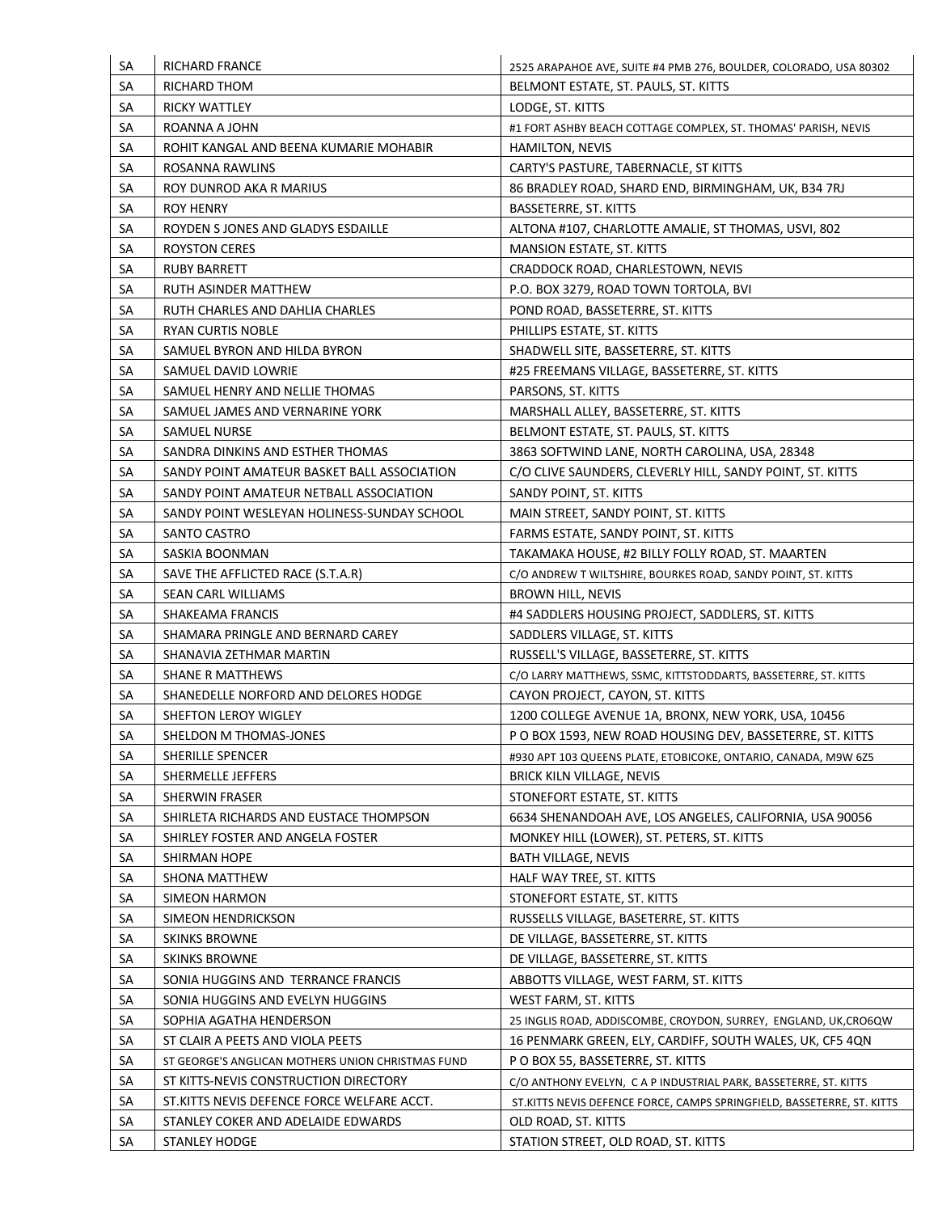| SA | RICHARD FRANCE | 2525 ARAPAHOE AVE, SUITE #4 PMB 276, BOULDER, COLORADO, USA 80302 |
|---|---|---|
| SA | RICHARD THOM | BELMONT ESTATE, ST. PAULS, ST. KITTS |
| SA | RICKY WATTLEY | LODGE, ST. KITTS |
| SA | ROANNA A JOHN | #1 FORT ASHBY BEACH COTTAGE COMPLEX, ST. THOMAS' PARISH, NEVIS |
| SA | ROHIT KANGAL AND BEENA KUMARIE MOHABIR | HAMILTON, NEVIS |
| SA | ROSANNA RAWLINS | CARTY'S PASTURE, TABERNACLE, ST KITTS |
| SA | ROY DUNROD AKA R MARIUS | 86 BRADLEY ROAD, SHARD END, BIRMINGHAM, UK, B34 7RJ |
| SA | ROY HENRY | BASSETERRE, ST. KITTS |
| SA | ROYDEN S JONES AND GLADYS ESDAILLE | ALTONA #107, CHARLOTTE AMALIE, ST THOMAS, USVI, 802 |
| SA | ROYSTON CERES | MANSION ESTATE, ST. KITTS |
| SA | RUBY BARRETT | CRADDOCK ROAD, CHARLESTOWN, NEVIS |
| SA | RUTH ASINDER MATTHEW | P.O. BOX 3279, ROAD TOWN TORTOLA, BVI |
| SA | RUTH CHARLES AND DAHLIA CHARLES | POND ROAD, BASSETERRE, ST. KITTS |
| SA | RYAN CURTIS NOBLE | PHILLIPS ESTATE, ST. KITTS |
| SA | SAMUEL BYRON AND HILDA BYRON | SHADWELL SITE, BASSETERRE, ST. KITTS |
| SA | SAMUEL DAVID LOWRIE | #25 FREEMANS VILLAGE, BASSETERRE, ST. KITTS |
| SA | SAMUEL HENRY AND NELLIE THOMAS | PARSONS, ST. KITTS |
| SA | SAMUEL JAMES AND VERNARINE YORK | MARSHALL ALLEY, BASSETERRE, ST. KITTS |
| SA | SAMUEL NURSE | BELMONT ESTATE, ST. PAULS, ST. KITTS |
| SA | SANDRA DINKINS AND ESTHER THOMAS | 3863 SOFTWIND LANE, NORTH CAROLINA, USA, 28348 |
| SA | SANDY POINT AMATEUR BASKET BALL ASSOCIATION | C/O CLIVE SAUNDERS, CLEVERLY HILL, SANDY POINT, ST. KITTS |
| SA | SANDY POINT AMATEUR NETBALL ASSOCIATION | SANDY POINT, ST. KITTS |
| SA | SANDY POINT WESLEYAN HOLINESS-SUNDAY SCHOOL | MAIN STREET, SANDY POINT, ST. KITTS |
| SA | SANTO CASTRO | FARMS ESTATE, SANDY POINT, ST. KITTS |
| SA | SASKIA BOONMAN | TAKAMAKA HOUSE, #2 BILLY FOLLY ROAD, ST. MAARTEN |
| SA | SAVE THE AFFLICTED RACE (S.T.A.R) | C/O ANDREW T WILTSHIRE, BOURKES ROAD, SANDY POINT, ST. KITTS |
| SA | SEAN CARL WILLIAMS | BROWN HILL, NEVIS |
| SA | SHAKEAMA FRANCIS | #4 SADDLERS HOUSING PROJECT, SADDLERS, ST. KITTS |
| SA | SHAMARA PRINGLE AND BERNARD CAREY | SADDLERS VILLAGE, ST. KITTS |
| SA | SHANAVIA ZETHMAR MARTIN | RUSSELL'S VILLAGE, BASSETERRE, ST. KITTS |
| SA | SHANE R MATTHEWS | C/O LARRY MATTHEWS, SSMC, KITTSTODDARTS, BASSETERRE, ST. KITTS |
| SA | SHANEDELLE NORFORD AND DELORES HODGE | CAYON PROJECT, CAYON, ST. KITTS |
| SA | SHEFTON LEROY WIGLEY | 1200 COLLEGE AVENUE 1A, BRONX, NEW YORK, USA, 10456 |
| SA | SHELDON M THOMAS-JONES | P O BOX 1593, NEW ROAD HOUSING DEV, BASSETERRE, ST. KITTS |
| SA | SHERILLE SPENCER | #930 APT 103 QUEENS PLATE, ETOBICOKE, ONTARIO, CANADA, M9W 6Z5 |
| SA | SHERMELLE JEFFERS | BRICK KILN VILLAGE, NEVIS |
| SA | SHERWIN FRASER | STONEFORT ESTATE, ST. KITTS |
| SA | SHIRLETA RICHARDS AND EUSTACE THOMPSON | 6634 SHENANDOAH AVE, LOS ANGELES, CALIFORNIA, USA 90056 |
| SA | SHIRLEY FOSTER AND ANGELA FOSTER | MONKEY HILL (LOWER), ST. PETERS, ST. KITTS |
| SA | SHIRMAN HOPE | BATH VILLAGE, NEVIS |
| SA | SHONA MATTHEW | HALF WAY TREE, ST. KITTS |
| SA | SIMEON HARMON | STONEFORT ESTATE, ST. KITTS |
| SA | SIMEON HENDRICKSON | RUSSELLS VILLAGE, BASETERRE, ST. KITTS |
| SA | SKINKS BROWNE | DE VILLAGE, BASSETERRE, ST. KITTS |
| SA | SKINKS BROWNE | DE VILLAGE, BASSETERRE, ST. KITTS |
| SA | SONIA HUGGINS AND TERRANCE FRANCIS | ABBOTTS VILLAGE, WEST FARM, ST. KITTS |
| SA | SONIA HUGGINS AND EVELYN HUGGINS | WEST FARM, ST. KITTS |
| SA | SOPHIA AGATHA HENDERSON | 25 INGLIS ROAD, ADDISCOMBE, CROYDON, SURREY, ENGLAND, UK,CRO6QW |
| SA | ST CLAIR A PEETS AND VIOLA PEETS | 16 PENMARK GREEN, ELY, CARDIFF, SOUTH WALES, UK, CF5 4QN |
| SA | ST GEORGE'S ANGLICAN MOTHERS UNION CHRISTMAS FUND | P O BOX 55, BASSETERRE, ST. KITTS |
| SA | ST KITTS-NEVIS CONSTRUCTION DIRECTORY | C/O ANTHONY EVELYN, C A P INDUSTRIAL PARK, BASSETERRE, ST. KITTS |
| SA | ST.KITTS NEVIS DEFENCE FORCE WELFARE ACCT. | ST.KITTS NEVIS DEFENCE FORCE, CAMPS SPRINGFIELD, BASSETERRE, ST. KITTS |
| SA | STANLEY COKER AND ADELAIDE EDWARDS | OLD ROAD, ST. KITTS |
| SA | STANLEY HODGE | STATION STREET, OLD ROAD, ST. KITTS |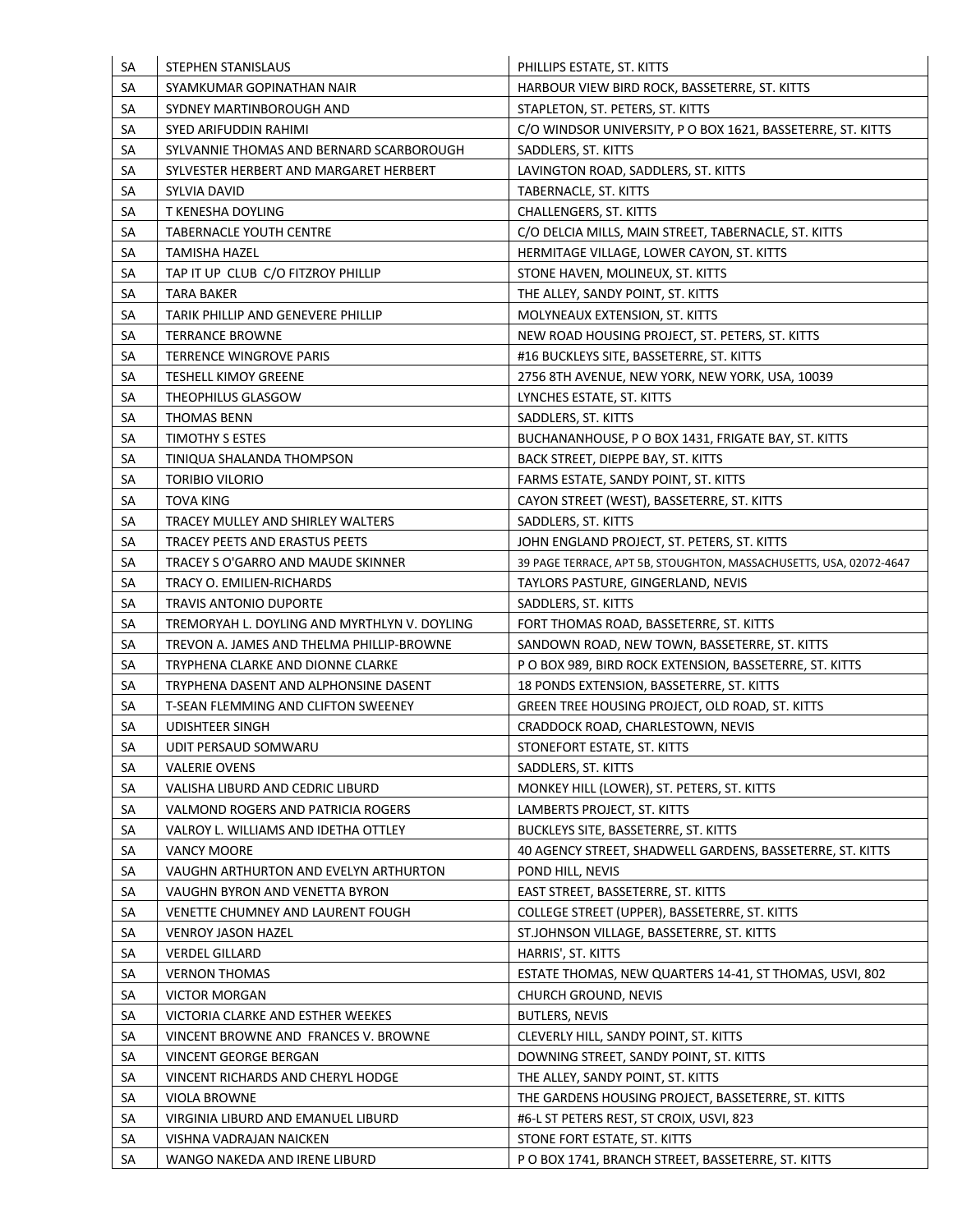| SA | STEPHEN STANISLAUS | PHILLIPS ESTATE, ST. KITTS |
|---|---|---|
| SA | SYAMKUMAR GOPINATHAN NAIR | HARBOUR VIEW BIRD ROCK, BASSETERRE, ST. KITTS |
| SA | SYDNEY MARTINBOROUGH AND | STAPLETON, ST. PETERS, ST. KITTS |
| SA | SYED ARIFUDDIN RAHIMI | C/O WINDSOR UNIVERSITY, P O BOX 1621, BASSETERRE, ST. KITTS |
| SA | SYLVANNIE THOMAS AND BERNARD SCARBOROUGH | SADDLERS, ST. KITTS |
| SA | SYLVESTER HERBERT AND MARGARET HERBERT | LAVINGTON ROAD, SADDLERS, ST. KITTS |
| SA | SYLVIA DAVID | TABERNACLE, ST. KITTS |
| SA | T KENESHA DOYLING | CHALLENGERS, ST. KITTS |
| SA | TABERNACLE YOUTH CENTRE | C/O DELCIA MILLS, MAIN STREET, TABERNACLE, ST. KITTS |
| SA | TAMISHA HAZEL | HERMITAGE VILLAGE, LOWER CAYON, ST. KITTS |
| SA | TAP IT UP CLUB C/O FITZROY PHILLIP | STONE HAVEN, MOLINEUX, ST. KITTS |
| SA | TARA BAKER | THE ALLEY, SANDY POINT, ST. KITTS |
| SA | TARIK PHILLIP AND GENEVERE PHILLIP | MOLYNEAUX EXTENSION, ST. KITTS |
| SA | TERRANCE BROWNE | NEW ROAD HOUSING PROJECT, ST. PETERS, ST. KITTS |
| SA | TERRENCE WINGROVE PARIS | #16 BUCKLEYS SITE, BASSETERRE, ST. KITTS |
| SA | TESHELL KIMOY GREENE | 2756 8TH AVENUE, NEW YORK, NEW YORK, USA, 10039 |
| SA | THEOPHILUS GLASGOW | LYNCHES ESTATE, ST. KITTS |
| SA | THOMAS BENN | SADDLERS, ST. KITTS |
| SA | TIMOTHY S ESTES | BUCHANANHOUSE, P O BOX 1431, FRIGATE BAY, ST. KITTS |
| SA | TINIQUA SHALANDA THOMPSON | BACK STREET, DIEPPE BAY, ST. KITTS |
| SA | TORIBIO VILORIO | FARMS ESTATE, SANDY POINT, ST. KITTS |
| SA | TOVA KING | CAYON STREET (WEST), BASSETERRE, ST. KITTS |
| SA | TRACEY MULLEY AND SHIRLEY WALTERS | SADDLERS, ST. KITTS |
| SA | TRACEY PEETS AND ERASTUS PEETS | JOHN ENGLAND PROJECT, ST. PETERS, ST. KITTS |
| SA | TRACEY S O'GARRO AND MAUDE SKINNER | 39 PAGE TERRACE, APT 5B, STOUGHTON, MASSACHUSETTS, USA, 02072-4647 |
| SA | TRACY O. EMILIEN-RICHARDS | TAYLORS PASTURE, GINGERLAND, NEVIS |
| SA | TRAVIS ANTONIO DUPORTE | SADDLERS, ST. KITTS |
| SA | TREMORYAH L. DOYLING AND MYRTHLYN V. DOYLING | FORT THOMAS ROAD, BASSETERRE, ST. KITTS |
| SA | TREVON A. JAMES AND THELMA PHILLIP-BROWNE | SANDOWN ROAD, NEW TOWN, BASSETERRE, ST. KITTS |
| SA | TRYPHENA CLARKE AND DIONNE CLARKE | P O BOX 989, BIRD ROCK EXTENSION, BASSETERRE, ST. KITTS |
| SA | TRYPHENA DASENT AND ALPHONSINE DASENT | 18 PONDS EXTENSION, BASSETERRE, ST. KITTS |
| SA | T-SEAN FLEMMING AND CLIFTON SWEENEY | GREEN TREE HOUSING PROJECT, OLD ROAD, ST. KITTS |
| SA | UDISHTEER SINGH | CRADDOCK ROAD, CHARLESTOWN, NEVIS |
| SA | UDIT PERSAUD SOMWARU | STONEFORT ESTATE, ST. KITTS |
| SA | VALERIE OVENS | SADDLERS, ST. KITTS |
| SA | VALISHA LIBURD AND CEDRIC LIBURD | MONKEY HILL (LOWER), ST. PETERS, ST. KITTS |
| SA | VALMOND ROGERS AND PATRICIA ROGERS | LAMBERTS PROJECT, ST. KITTS |
| SA | VALROY L. WILLIAMS AND IDETHA OTTLEY | BUCKLEYS SITE, BASSETERRE, ST. KITTS |
| SA | VANCY MOORE | 40 AGENCY STREET, SHADWELL GARDENS, BASSETERRE, ST. KITTS |
| SA | VAUGHN ARTHURTON AND EVELYN ARTHURTON | POND HILL, NEVIS |
| SA | VAUGHN BYRON AND VENETTA BYRON | EAST STREET, BASSETERRE, ST. KITTS |
| SA | VENETTE CHUMNEY AND LAURENT FOUGH | COLLEGE STREET (UPPER), BASSETERRE, ST. KITTS |
| SA | VENROY JASON HAZEL | ST.JOHNSON VILLAGE, BASSETERRE, ST. KITTS |
| SA | VERDEL GILLARD | HARRIS', ST. KITTS |
| SA | VERNON THOMAS | ESTATE THOMAS, NEW QUARTERS 14-41, ST THOMAS, USVI, 802 |
| SA | VICTOR MORGAN | CHURCH GROUND, NEVIS |
| SA | VICTORIA CLARKE AND ESTHER WEEKES | BUTLERS, NEVIS |
| SA | VINCENT BROWNE AND FRANCES V. BROWNE | CLEVERLY HILL, SANDY POINT, ST. KITTS |
| SA | VINCENT GEORGE BERGAN | DOWNING STREET, SANDY POINT, ST. KITTS |
| SA | VINCENT RICHARDS AND CHERYL HODGE | THE ALLEY, SANDY POINT, ST. KITTS |
| SA | VIOLA BROWNE | THE GARDENS HOUSING PROJECT, BASSETERRE, ST. KITTS |
| SA | VIRGINIA LIBURD AND EMANUEL LIBURD | #6-L ST PETERS REST, ST CROIX, USVI, 823 |
| SA | VISHNA VADRAJAN NAICKEN | STONE FORT ESTATE, ST. KITTS |
| SA | WANGO NAKEDA AND IRENE LIBURD | P O BOX 1741, BRANCH STREET, BASSETERRE, ST. KITTS |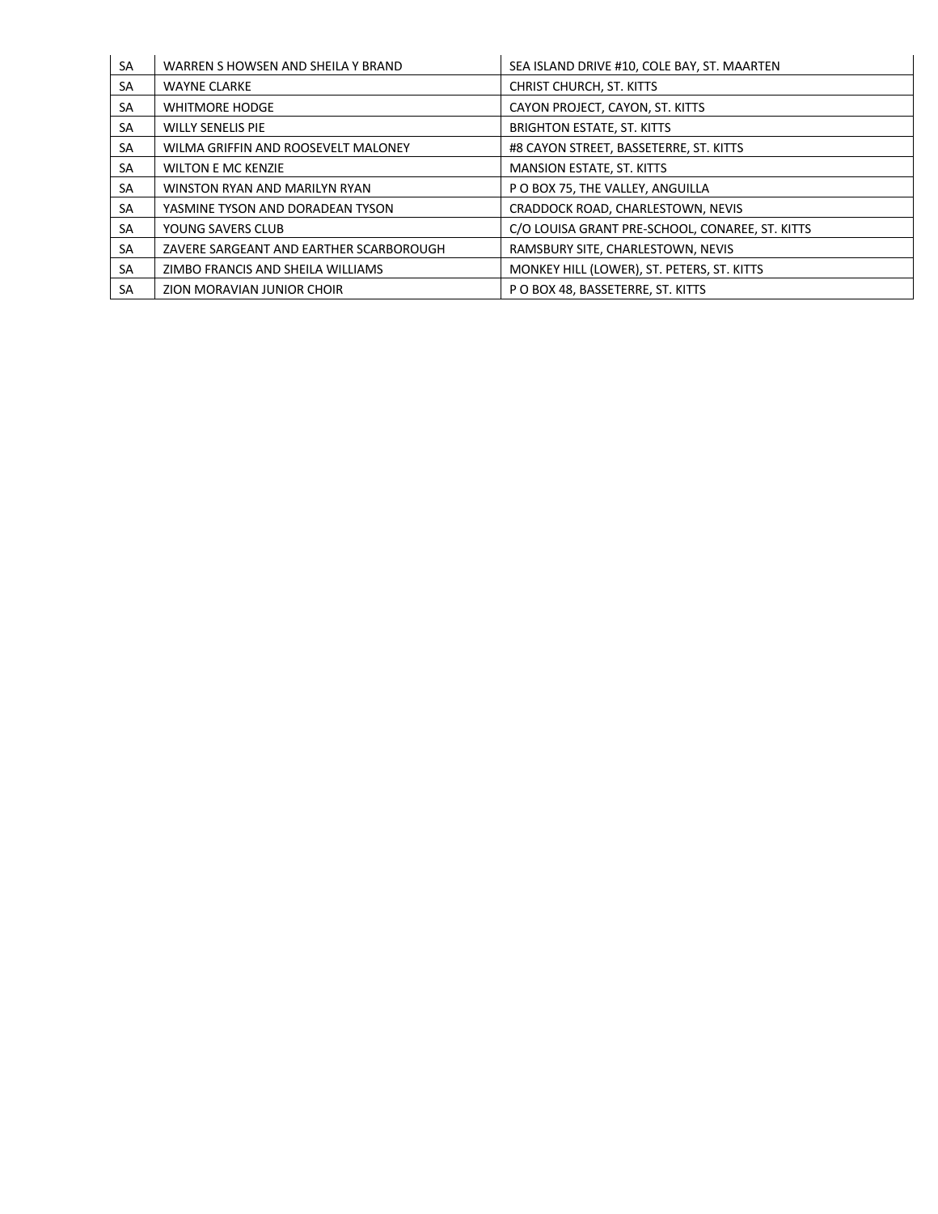| | | |
|---|---|---|
| SA | WARREN S HOWSEN AND SHEILA Y BRAND | SEA ISLAND DRIVE #10, COLE BAY, ST. MAARTEN |
| SA | WAYNE CLARKE | CHRIST CHURCH, ST. KITTS |
| SA | WHITMORE HODGE | CAYON PROJECT, CAYON, ST. KITTS |
| SA | WILLY SENELIS PIE | BRIGHTON ESTATE, ST. KITTS |
| SA | WILMA GRIFFIN AND ROOSEVELT MALONEY | #8 CAYON STREET, BASSETERRE, ST. KITTS |
| SA | WILTON E MC KENZIE | MANSION ESTATE, ST. KITTS |
| SA | WINSTON RYAN AND MARILYN RYAN | P O BOX 75, THE VALLEY, ANGUILLA |
| SA | YASMINE TYSON AND DORADEAN TYSON | CRADDOCK ROAD, CHARLESTOWN, NEVIS |
| SA | YOUNG SAVERS CLUB | C/O LOUISA GRANT PRE-SCHOOL, CONAREE, ST. KITTS |
| SA | ZAVERE SARGEANT AND EARTHER SCARBOROUGH | RAMSBURY SITE, CHARLESTOWN, NEVIS |
| SA | ZIMBO FRANCIS AND SHEILA WILLIAMS | MONKEY HILL (LOWER), ST. PETERS, ST. KITTS |
| SA | ZION MORAVIAN JUNIOR CHOIR | P O BOX 48, BASSETERRE, ST. KITTS |